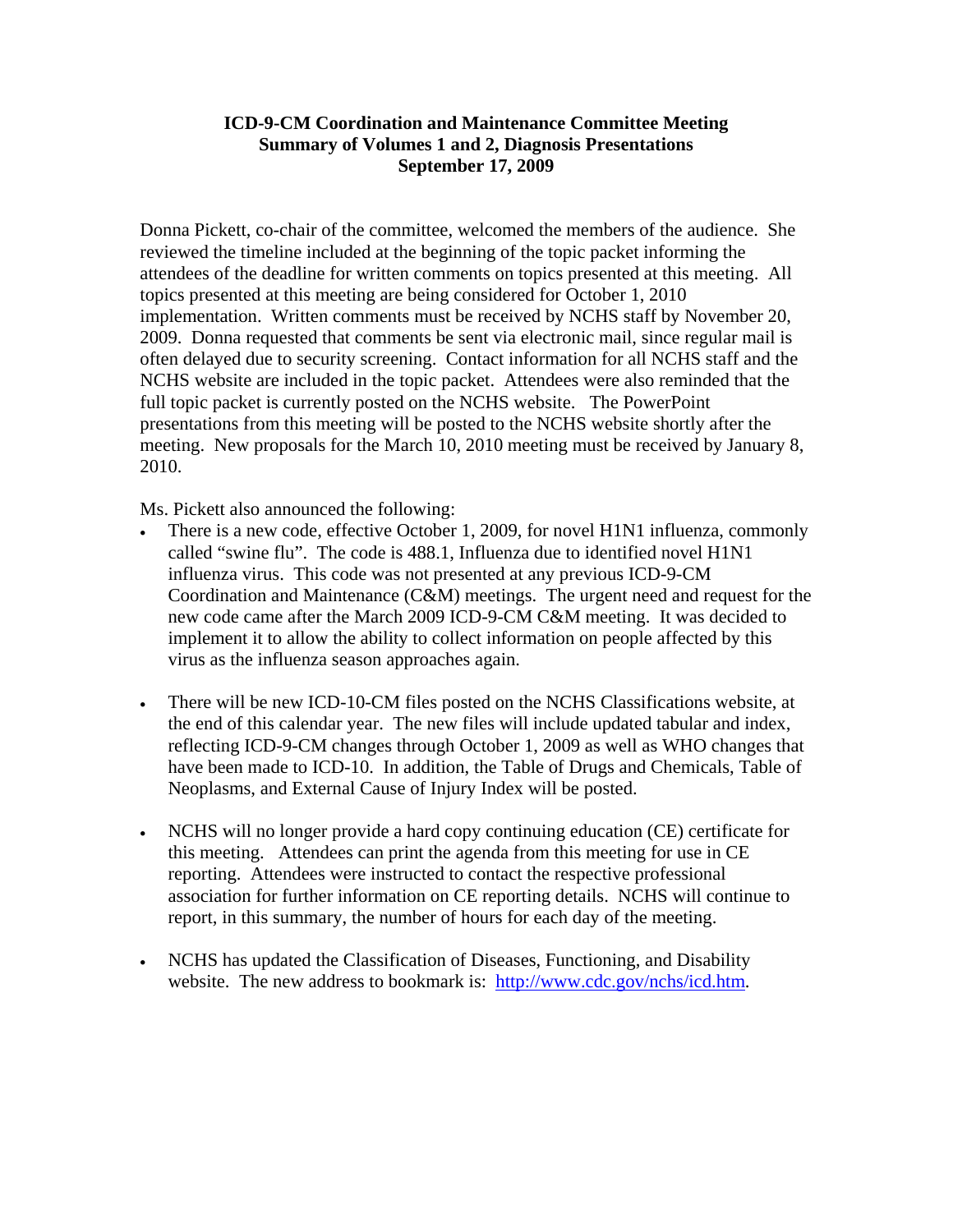**ICD-9-CM Coordination and Maintenance Committee Meeting**
**Summary of Volumes 1 and 2, Diagnosis Presentations**
**September 17, 2009**

Donna Pickett, co-chair of the committee, welcomed the members of the audience. She reviewed the timeline included at the beginning of the topic packet informing the attendees of the deadline for written comments on topics presented at this meeting. All topics presented at this meeting are being considered for October 1, 2010 implementation. Written comments must be received by NCHS staff by November 20, 2009. Donna requested that comments be sent via electronic mail, since regular mail is often delayed due to security screening. Contact information for all NCHS staff and the NCHS website are included in the topic packet. Attendees were also reminded that the full topic packet is currently posted on the NCHS website. The PowerPoint presentations from this meeting will be posted to the NCHS website shortly after the meeting. New proposals for the March 10, 2010 meeting must be received by January 8, 2010.

Ms. Pickett also announced the following:

- There is a new code, effective October 1, 2009, for novel H1N1 influenza, commonly called "swine flu". The code is 488.1, Influenza due to identified novel H1N1 influenza virus. This code was not presented at any previous ICD-9-CM Coordination and Maintenance (C&M) meetings. The urgent need and request for the new code came after the March 2009 ICD-9-CM C&M meeting. It was decided to implement it to allow the ability to collect information on people affected by this virus as the influenza season approaches again.

- There will be new ICD-10-CM files posted on the NCHS Classifications website, at the end of this calendar year. The new files will include updated tabular and index, reflecting ICD-9-CM changes through October 1, 2009 as well as WHO changes that have been made to ICD-10. In addition, the Table of Drugs and Chemicals, Table of Neoplasms, and External Cause of Injury Index will be posted.

- NCHS will no longer provide a hard copy continuing education (CE) certificate for this meeting. Attendees can print the agenda from this meeting for use in CE reporting. Attendees were instructed to contact the respective professional association for further information on CE reporting details. NCHS will continue to report, in this summary, the number of hours for each day of the meeting.

- NCHS has updated the Classification of Diseases, Functioning, and Disability website. The new address to bookmark is: http://www.cdc.gov/nchs/icd.htm.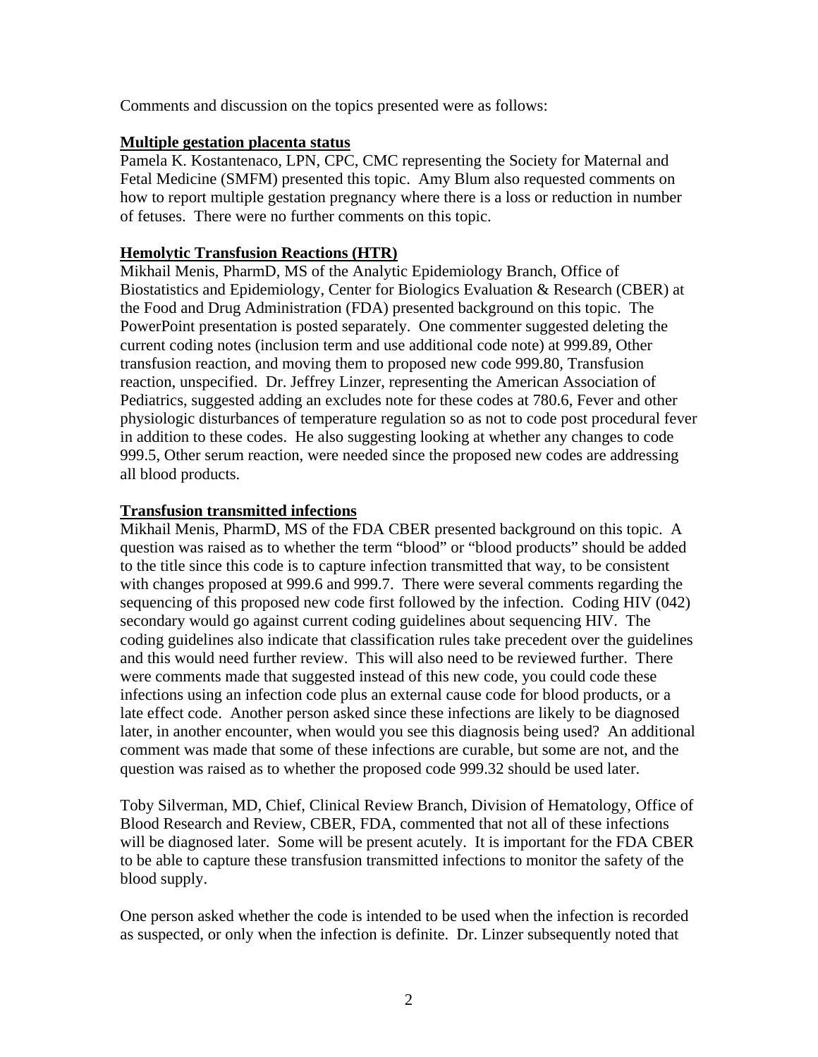Comments and discussion on the topics presented were as follows:

**Multiple gestation placenta status**

Pamela K. Kostantenaco, LPN, CPC, CMC representing the Society for Maternal and Fetal Medicine (SMFM) presented this topic. Amy Blum also requested comments on how to report multiple gestation pregnancy where there is a loss or reduction in number of fetuses. There were no further comments on this topic.

**Hemolytic Transfusion Reactions (HTR)**

Mikhail Menis, PharmD, MS of the Analytic Epidemiology Branch, Office of Biostatistics and Epidemiology, Center for Biologics Evaluation & Research (CBER) at the Food and Drug Administration (FDA) presented background on this topic. The PowerPoint presentation is posted separately. One commenter suggested deleting the current coding notes (inclusion term and use additional code note) at 999.89, Other transfusion reaction, and moving them to proposed new code 999.80, Transfusion reaction, unspecified. Dr. Jeffrey Linzer, representing the American Association of Pediatrics, suggested adding an excludes note for these codes at 780.6, Fever and other physiologic disturbances of temperature regulation so as not to code post procedural fever in addition to these codes. He also suggesting looking at whether any changes to code 999.5, Other serum reaction, were needed since the proposed new codes are addressing all blood products.

**Transfusion transmitted infections**

Mikhail Menis, PharmD, MS of the FDA CBER presented background on this topic. A question was raised as to whether the term "blood" or "blood products" should be added to the title since this code is to capture infection transmitted that way, to be consistent with changes proposed at 999.6 and 999.7. There were several comments regarding the sequencing of this proposed new code first followed by the infection. Coding HIV (042) secondary would go against current coding guidelines about sequencing HIV. The coding guidelines also indicate that classification rules take precedent over the guidelines and this would need further review. This will also need to be reviewed further. There were comments made that suggested instead of this new code, you could code these infections using an infection code plus an external cause code for blood products, or a late effect code. Another person asked since these infections are likely to be diagnosed later, in another encounter, when would you see this diagnosis being used? An additional comment was made that some of these infections are curable, but some are not, and the question was raised as to whether the proposed code 999.32 should be used later.

Toby Silverman, MD, Chief, Clinical Review Branch, Division of Hematology, Office of Blood Research and Review, CBER, FDA, commented that not all of these infections will be diagnosed later. Some will be present acutely. It is important for the FDA CBER to be able to capture these transfusion transmitted infections to monitor the safety of the blood supply.

One person asked whether the code is intended to be used when the infection is recorded as suspected, or only when the infection is definite. Dr. Linzer subsequently noted that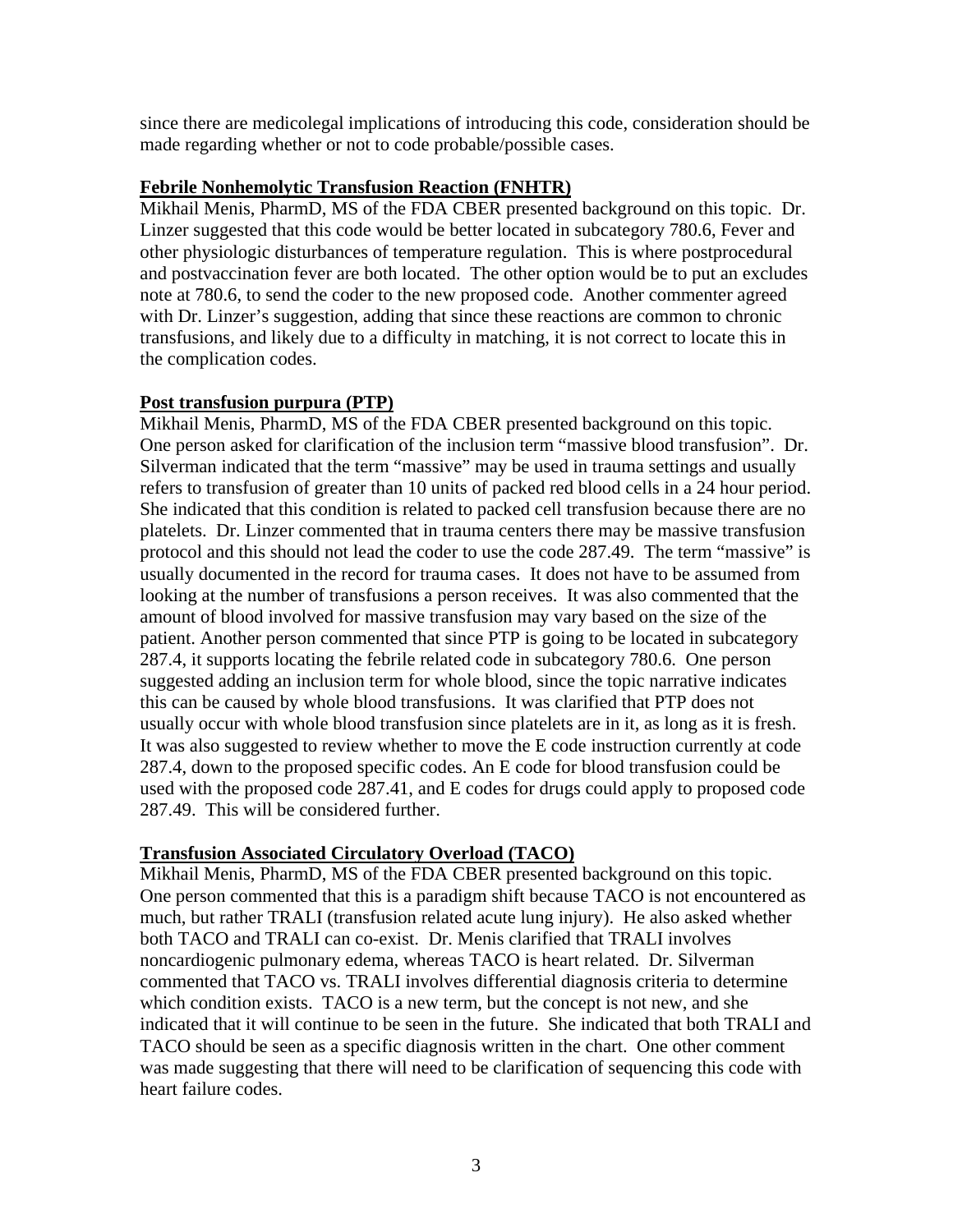since there are medicolegal implications of introducing this code, consideration should be made regarding whether or not to code probable/possible cases.

**Febrile Nonhemolytic Transfusion Reaction (FNHTR)**

Mikhail Menis, PharmD, MS of the FDA CBER presented background on this topic. Dr. Linzer suggested that this code would be better located in subcategory 780.6, Fever and other physiologic disturbances of temperature regulation. This is where postprocedural and postvaccination fever are both located. The other option would be to put an excludes note at 780.6, to send the coder to the new proposed code. Another commenter agreed with Dr. Linzer's suggestion, adding that since these reactions are common to chronic transfusions, and likely due to a difficulty in matching, it is not correct to locate this in the complication codes.

**Post transfusion purpura (PTP)**

Mikhail Menis, PharmD, MS of the FDA CBER presented background on this topic. One person asked for clarification of the inclusion term "massive blood transfusion". Dr. Silverman indicated that the term "massive" may be used in trauma settings and usually refers to transfusion of greater than 10 units of packed red blood cells in a 24 hour period. She indicated that this condition is related to packed cell transfusion because there are no platelets. Dr. Linzer commented that in trauma centers there may be massive transfusion protocol and this should not lead the coder to use the code 287.49. The term "massive" is usually documented in the record for trauma cases. It does not have to be assumed from looking at the number of transfusions a person receives. It was also commented that the amount of blood involved for massive transfusion may vary based on the size of the patient. Another person commented that since PTP is going to be located in subcategory 287.4, it supports locating the febrile related code in subcategory 780.6. One person suggested adding an inclusion term for whole blood, since the topic narrative indicates this can be caused by whole blood transfusions. It was clarified that PTP does not usually occur with whole blood transfusion since platelets are in it, as long as it is fresh. It was also suggested to review whether to move the E code instruction currently at code 287.4, down to the proposed specific codes. An E code for blood transfusion could be used with the proposed code 287.41, and E codes for drugs could apply to proposed code 287.49. This will be considered further.

**Transfusion Associated Circulatory Overload (TACO)**

Mikhail Menis, PharmD, MS of the FDA CBER presented background on this topic. One person commented that this is a paradigm shift because TACO is not encountered as much, but rather TRALI (transfusion related acute lung injury). He also asked whether both TACO and TRALI can co-exist. Dr. Menis clarified that TRALI involves noncardiogenic pulmonary edema, whereas TACO is heart related. Dr. Silverman commented that TACO vs. TRALI involves differential diagnosis criteria to determine which condition exists. TACO is a new term, but the concept is not new, and she indicated that it will continue to be seen in the future. She indicated that both TRALI and TACO should be seen as a specific diagnosis written in the chart. One other comment was made suggesting that there will need to be clarification of sequencing this code with heart failure codes.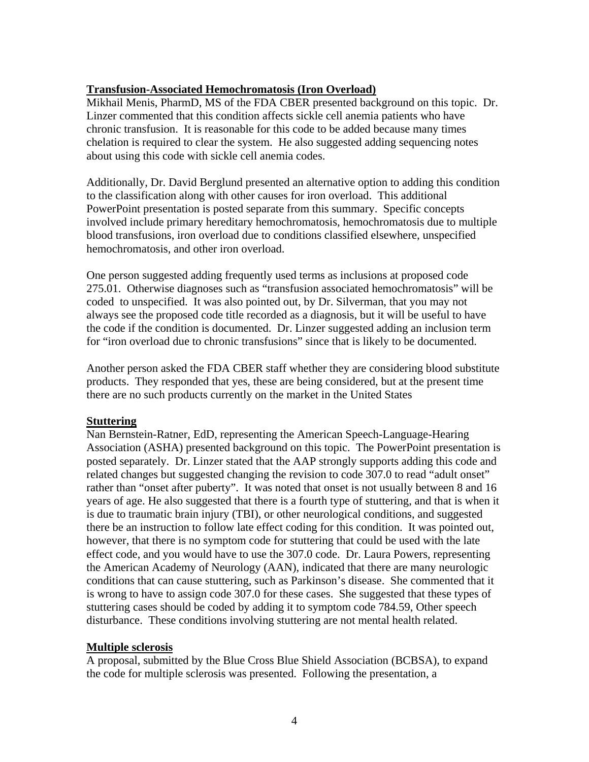**Transfusion-Associated Hemochromatosis (Iron Overload)**

Mikhail Menis, PharmD, MS of the FDA CBER presented background on this topic. Dr. Linzer commented that this condition affects sickle cell anemia patients who have chronic transfusion. It is reasonable for this code to be added because many times chelation is required to clear the system. He also suggested adding sequencing notes about using this code with sickle cell anemia codes.

Additionally, Dr. David Berglund presented an alternative option to adding this condition to the classification along with other causes for iron overload. This additional PowerPoint presentation is posted separate from this summary. Specific concepts involved include primary hereditary hemochromatosis, hemochromatosis due to multiple blood transfusions, iron overload due to conditions classified elsewhere, unspecified hemochromatosis, and other iron overload.

One person suggested adding frequently used terms as inclusions at proposed code 275.01. Otherwise diagnoses such as "transfusion associated hemochromatosis" will be coded to unspecified. It was also pointed out, by Dr. Silverman, that you may not always see the proposed code title recorded as a diagnosis, but it will be useful to have the code if the condition is documented. Dr. Linzer suggested adding an inclusion term for "iron overload due to chronic transfusions" since that is likely to be documented.

Another person asked the FDA CBER staff whether they are considering blood substitute products. They responded that yes, these are being considered, but at the present time there are no such products currently on the market in the United States

**Stuttering**

Nan Bernstein-Ratner, EdD, representing the American Speech-Language-Hearing Association (ASHA) presented background on this topic. The PowerPoint presentation is posted separately. Dr. Linzer stated that the AAP strongly supports adding this code and related changes but suggested changing the revision to code 307.0 to read "adult onset" rather than "onset after puberty". It was noted that onset is not usually between 8 and 16 years of age. He also suggested that there is a fourth type of stuttering, and that is when it is due to traumatic brain injury (TBI), or other neurological conditions, and suggested there be an instruction to follow late effect coding for this condition. It was pointed out, however, that there is no symptom code for stuttering that could be used with the late effect code, and you would have to use the 307.0 code. Dr. Laura Powers, representing the American Academy of Neurology (AAN), indicated that there are many neurologic conditions that can cause stuttering, such as Parkinson's disease. She commented that it is wrong to have to assign code 307.0 for these cases. She suggested that these types of stuttering cases should be coded by adding it to symptom code 784.59, Other speech disturbance. These conditions involving stuttering are not mental health related.

**Multiple sclerosis**

A proposal, submitted by the Blue Cross Blue Shield Association (BCBSA), to expand the code for multiple sclerosis was presented. Following the presentation, a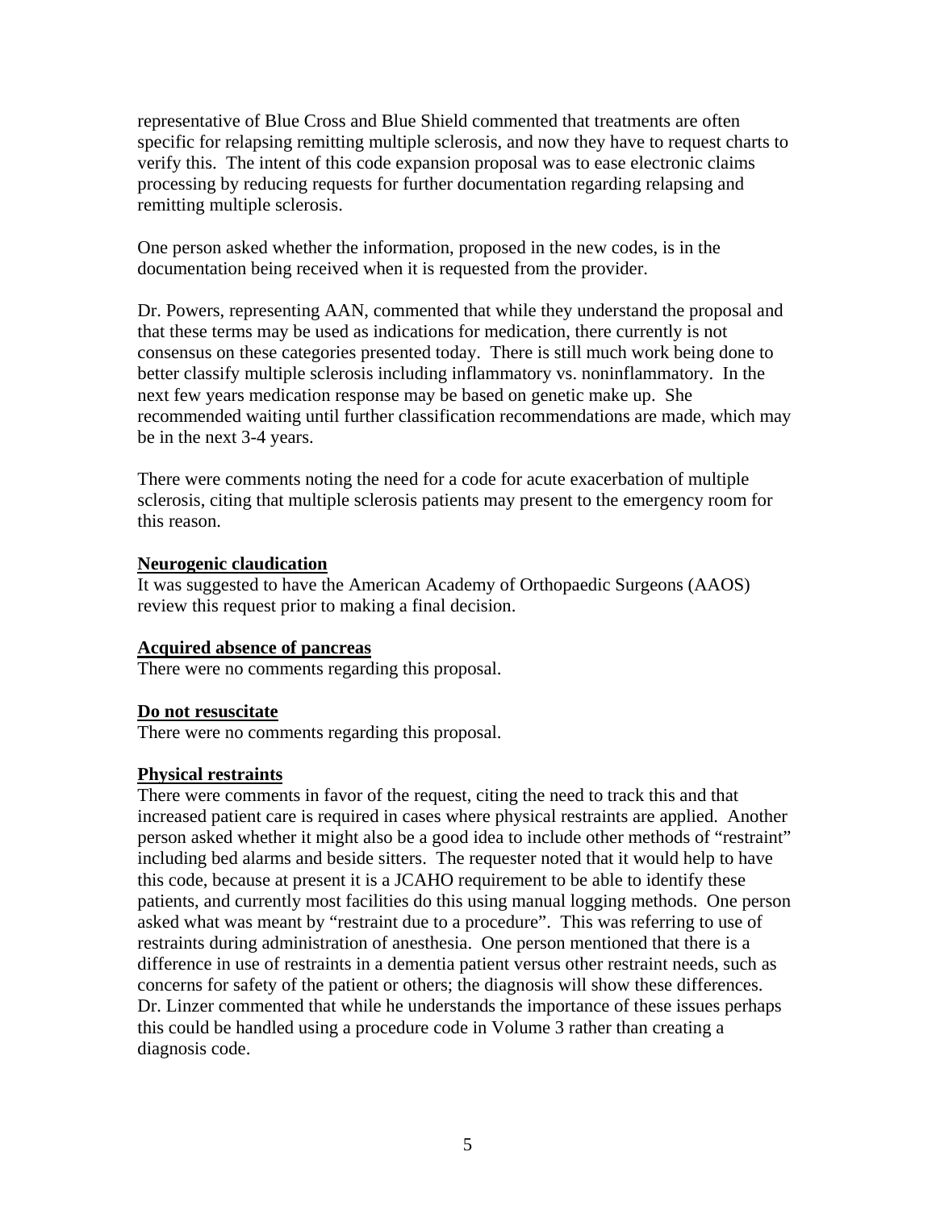representative of Blue Cross and Blue Shield commented that treatments are often specific for relapsing remitting multiple sclerosis, and now they have to request charts to verify this. The intent of this code expansion proposal was to ease electronic claims processing by reducing requests for further documentation regarding relapsing and remitting multiple sclerosis.

One person asked whether the information, proposed in the new codes, is in the documentation being received when it is requested from the provider.

Dr. Powers, representing AAN, commented that while they understand the proposal and that these terms may be used as indications for medication, there currently is not consensus on these categories presented today. There is still much work being done to better classify multiple sclerosis including inflammatory vs. noninflammatory. In the next few years medication response may be based on genetic make up. She recommended waiting until further classification recommendations are made, which may be in the next 3-4 years.

There were comments noting the need for a code for acute exacerbation of multiple sclerosis, citing that multiple sclerosis patients may present to the emergency room for this reason.

**Neurogenic claudication**

It was suggested to have the American Academy of Orthopaedic Surgeons (AAOS) review this request prior to making a final decision.

**Acquired absence of pancreas**

There were no comments regarding this proposal.

**Do not resuscitate**

There were no comments regarding this proposal.

**Physical restraints**

There were comments in favor of the request, citing the need to track this and that increased patient care is required in cases where physical restraints are applied. Another person asked whether it might also be a good idea to include other methods of "restraint" including bed alarms and beside sitters. The requester noted that it would help to have this code, because at present it is a JCAHO requirement to be able to identify these patients, and currently most facilities do this using manual logging methods. One person asked what was meant by "restraint due to a procedure". This was referring to use of restraints during administration of anesthesia. One person mentioned that there is a difference in use of restraints in a dementia patient versus other restraint needs, such as concerns for safety of the patient or others; the diagnosis will show these differences. Dr. Linzer commented that while he understands the importance of these issues perhaps this could be handled using a procedure code in Volume 3 rather than creating a diagnosis code.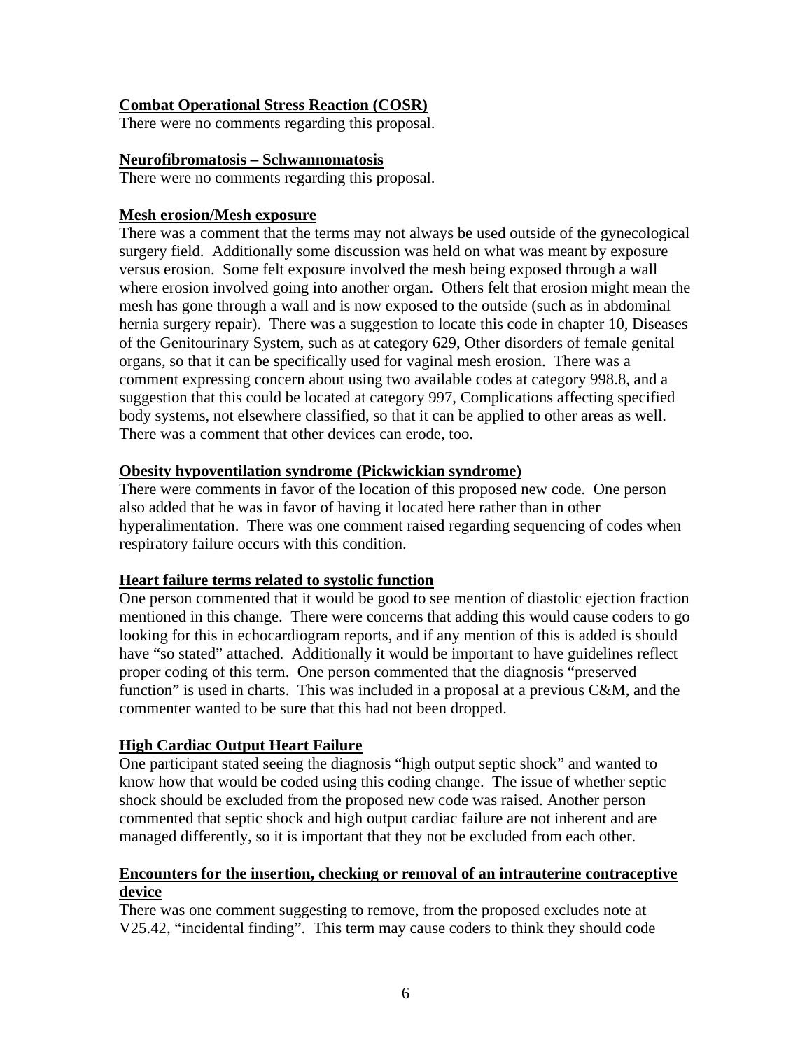**Combat Operational Stress Reaction (COSR)**
There were no comments regarding this proposal.

**Neurofibromatosis – Schwannomatosis**
There were no comments regarding this proposal.

**Mesh erosion/Mesh exposure**
There was a comment that the terms may not always be used outside of the gynecological surgery field. Additionally some discussion was held on what was meant by exposure versus erosion. Some felt exposure involved the mesh being exposed through a wall where erosion involved going into another organ. Others felt that erosion might mean the mesh has gone through a wall and is now exposed to the outside (such as in abdominal hernia surgery repair). There was a suggestion to locate this code in chapter 10, Diseases of the Genitourinary System, such as at category 629, Other disorders of female genital organs, so that it can be specifically used for vaginal mesh erosion. There was a comment expressing concern about using two available codes at category 998.8, and a suggestion that this could be located at category 997, Complications affecting specified body systems, not elsewhere classified, so that it can be applied to other areas as well. There was a comment that other devices can erode, too.

**Obesity hypoventilation syndrome (Pickwickian syndrome)**
There were comments in favor of the location of this proposed new code. One person also added that he was in favor of having it located here rather than in other hyperalimentation. There was one comment raised regarding sequencing of codes when respiratory failure occurs with this condition.

**Heart failure terms related to systolic function**
One person commented that it would be good to see mention of diastolic ejection fraction mentioned in this change. There were concerns that adding this would cause coders to go looking for this in echocardiogram reports, and if any mention of this is added is should have "so stated" attached. Additionally it would be important to have guidelines reflect proper coding of this term. One person commented that the diagnosis "preserved function" is used in charts. This was included in a proposal at a previous C&M, and the commenter wanted to be sure that this had not been dropped.

**High Cardiac Output Heart Failure**
One participant stated seeing the diagnosis "high output septic shock" and wanted to know how that would be coded using this coding change. The issue of whether septic shock should be excluded from the proposed new code was raised. Another person commented that septic shock and high output cardiac failure are not inherent and are managed differently, so it is important that they not be excluded from each other.

**Encounters for the insertion, checking or removal of an intrauterine contraceptive device**
There was one comment suggesting to remove, from the proposed excludes note at V25.42, "incidental finding". This term may cause coders to think they should code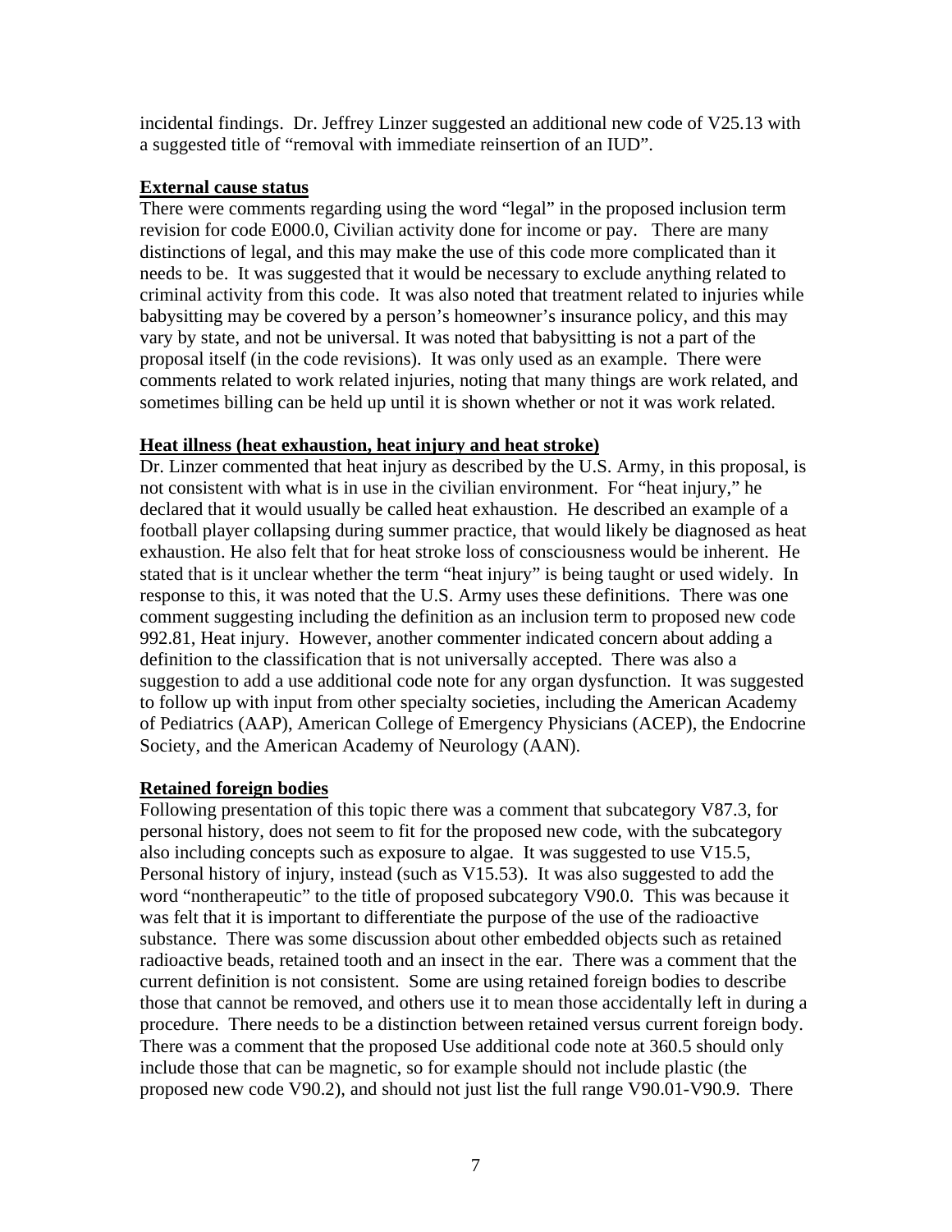incidental findings. Dr. Jeffrey Linzer suggested an additional new code of V25.13 with a suggested title of "removal with immediate reinsertion of an IUD".

**External cause status**

There were comments regarding using the word "legal" in the proposed inclusion term revision for code E000.0, Civilian activity done for income or pay. There are many distinctions of legal, and this may make the use of this code more complicated than it needs to be. It was suggested that it would be necessary to exclude anything related to criminal activity from this code. It was also noted that treatment related to injuries while babysitting may be covered by a person's homeowner's insurance policy, and this may vary by state, and not be universal. It was noted that babysitting is not a part of the proposal itself (in the code revisions). It was only used as an example. There were comments related to work related injuries, noting that many things are work related, and sometimes billing can be held up until it is shown whether or not it was work related.

**Heat illness (heat exhaustion, heat injury and heat stroke)**

Dr. Linzer commented that heat injury as described by the U.S. Army, in this proposal, is not consistent with what is in use in the civilian environment. For "heat injury," he declared that it would usually be called heat exhaustion. He described an example of a football player collapsing during summer practice, that would likely be diagnosed as heat exhaustion. He also felt that for heat stroke loss of consciousness would be inherent. He stated that is it unclear whether the term "heat injury" is being taught or used widely. In response to this, it was noted that the U.S. Army uses these definitions. There was one comment suggesting including the definition as an inclusion term to proposed new code 992.81, Heat injury. However, another commenter indicated concern about adding a definition to the classification that is not universally accepted. There was also a suggestion to add a use additional code note for any organ dysfunction. It was suggested to follow up with input from other specialty societies, including the American Academy of Pediatrics (AAP), American College of Emergency Physicians (ACEP), the Endocrine Society, and the American Academy of Neurology (AAN).

**Retained foreign bodies**

Following presentation of this topic there was a comment that subcategory V87.3, for personal history, does not seem to fit for the proposed new code, with the subcategory also including concepts such as exposure to algae. It was suggested to use V15.5, Personal history of injury, instead (such as V15.53). It was also suggested to add the word "nontherapeutic" to the title of proposed subcategory V90.0. This was because it was felt that it is important to differentiate the purpose of the use of the radioactive substance. There was some discussion about other embedded objects such as retained radioactive beads, retained tooth and an insect in the ear. There was a comment that the current definition is not consistent. Some are using retained foreign bodies to describe those that cannot be removed, and others use it to mean those accidentally left in during a procedure. There needs to be a distinction between retained versus current foreign body. There was a comment that the proposed Use additional code note at 360.5 should only include those that can be magnetic, so for example should not include plastic (the proposed new code V90.2), and should not just list the full range V90.01-V90.9. There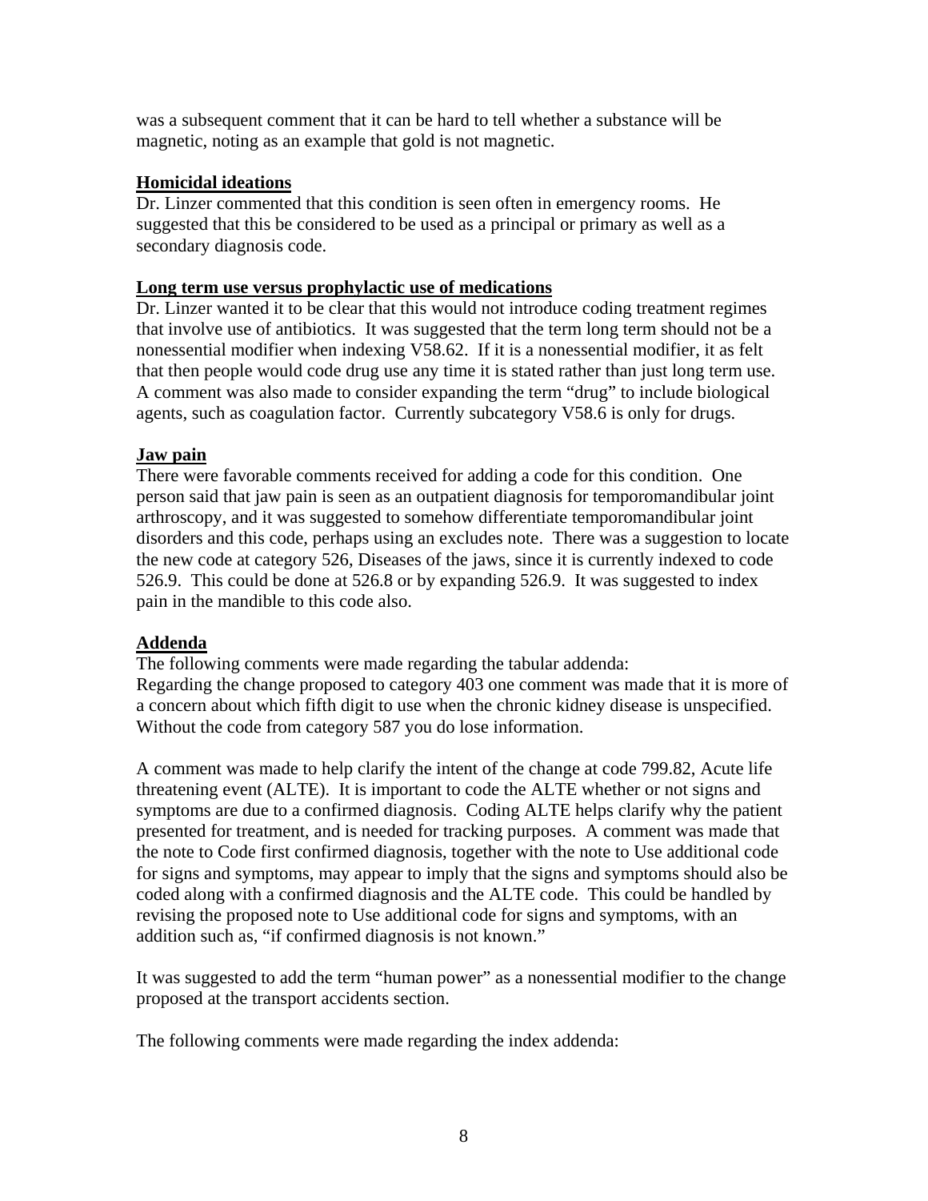was a subsequent comment that it can be hard to tell whether a substance will be magnetic, noting as an example that gold is not magnetic.

**Homicidal ideations**

Dr. Linzer commented that this condition is seen often in emergency rooms. He suggested that this be considered to be used as a principal or primary as well as a secondary diagnosis code.

**Long term use versus prophylactic use of medications**

Dr. Linzer wanted it to be clear that this would not introduce coding treatment regimes that involve use of antibiotics. It was suggested that the term long term should not be a nonessential modifier when indexing V58.62. If it is a nonessential modifier, it as felt that then people would code drug use any time it is stated rather than just long term use. A comment was also made to consider expanding the term "drug" to include biological agents, such as coagulation factor. Currently subcategory V58.6 is only for drugs.

**Jaw pain**

There were favorable comments received for adding a code for this condition. One person said that jaw pain is seen as an outpatient diagnosis for temporomandibular joint arthroscopy, and it was suggested to somehow differentiate temporomandibular joint disorders and this code, perhaps using an excludes note. There was a suggestion to locate the new code at category 526, Diseases of the jaws, since it is currently indexed to code 526.9. This could be done at 526.8 or by expanding 526.9. It was suggested to index pain in the mandible to this code also.

**Addenda**

The following comments were made regarding the tabular addenda:
Regarding the change proposed to category 403 one comment was made that it is more of a concern about which fifth digit to use when the chronic kidney disease is unspecified. Without the code from category 587 you do lose information.

A comment was made to help clarify the intent of the change at code 799.82, Acute life threatening event (ALTE). It is important to code the ALTE whether or not signs and symptoms are due to a confirmed diagnosis. Coding ALTE helps clarify why the patient presented for treatment, and is needed for tracking purposes. A comment was made that the note to Code first confirmed diagnosis, together with the note to Use additional code for signs and symptoms, may appear to imply that the signs and symptoms should also be coded along with a confirmed diagnosis and the ALTE code. This could be handled by revising the proposed note to Use additional code for signs and symptoms, with an addition such as, "if confirmed diagnosis is not known."

It was suggested to add the term "human power" as a nonessential modifier to the change proposed at the transport accidents section.

The following comments were made regarding the index addenda: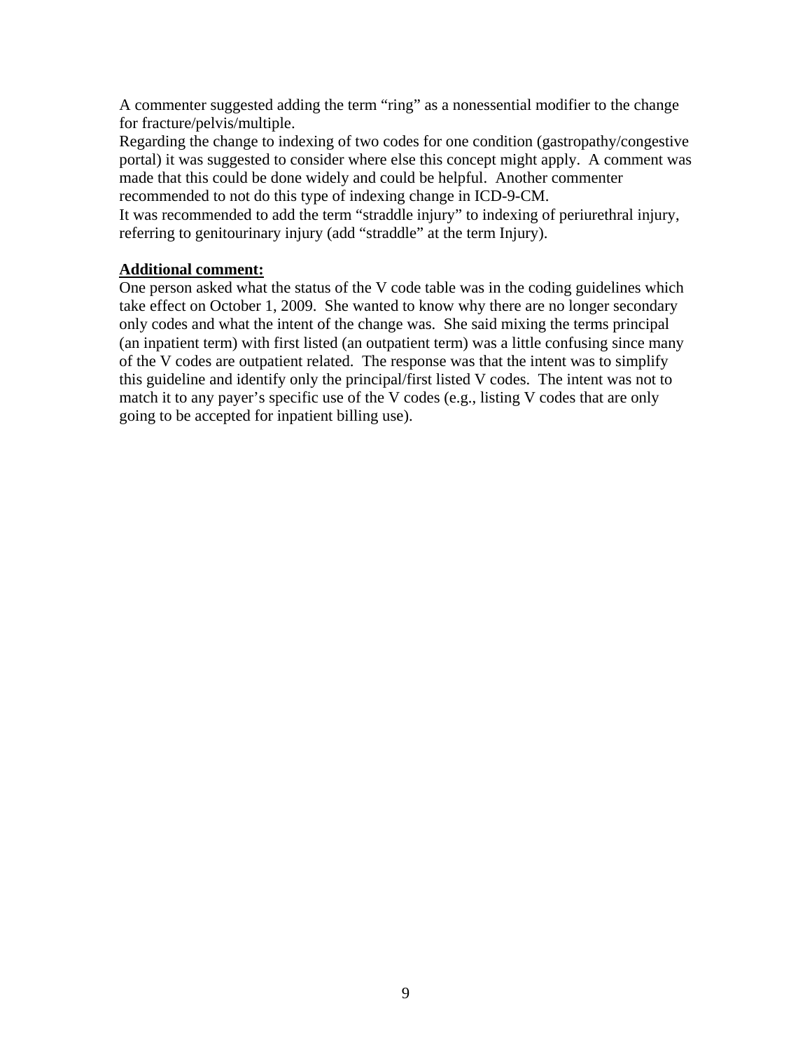A commenter suggested adding the term “ring” as a nonessential modifier to the change for fracture/pelvis/multiple.

Regarding the change to indexing of two codes for one condition (gastropathy/congestive portal) it was suggested to consider where else this concept might apply. A comment was made that this could be done widely and could be helpful. Another commenter recommended to not do this type of indexing change in ICD-9-CM.

It was recommended to add the term “straddle injury” to indexing of periurethral injury, referring to genitourinary injury (add “straddle” at the term Injury).

**Additional comment:**

One person asked what the status of the V code table was in the coding guidelines which take effect on October 1, 2009. She wanted to know why there are no longer secondary only codes and what the intent of the change was. She said mixing the terms principal (an inpatient term) with first listed (an outpatient term) was a little confusing since many of the V codes are outpatient related. The response was that the intent was to simplify this guideline and identify only the principal/first listed V codes. The intent was not to match it to any payer’s specific use of the V codes (e.g., listing V codes that are only going to be accepted for inpatient billing use).